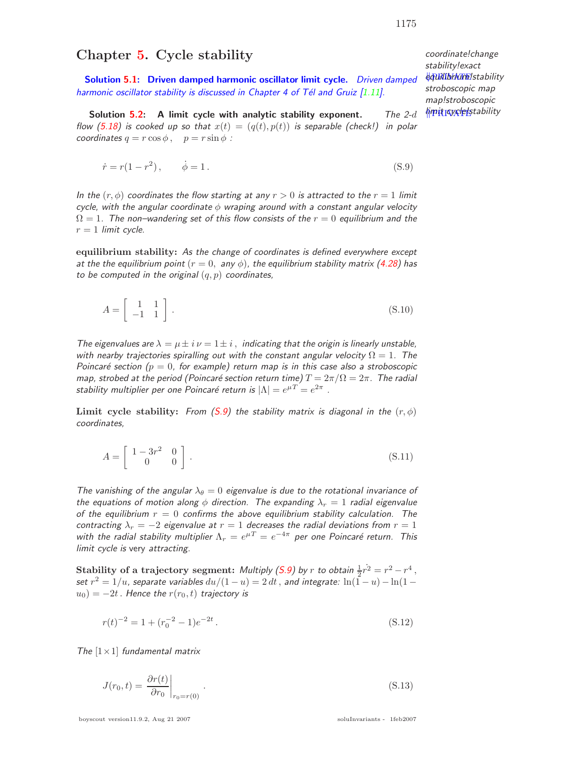# Chapter 5. Cycle stability

**Solution 5.1: Driven damped harmonic oscillator limit cycle.** *Driven damped harmonic oscillator stability is discussed in Chapter 4 of Tél and Gruiz [1.11].*

**Solution 5.2: A limit cycle with analytic stability exponent.** *The 2-d flow (5.18) is cooked up so that $x(t) = (q(t), p(t))$ is separable (check!) in polar coordinates $q = r\cos\phi\,,\quad p = r\sin\phi$ :*

$$\dot{r} = r(1-r^2)\,,\qquad \dot{\phi} = 1\,. \tag{S.9}$$

*In the $(r,\phi)$ coordinates the flow starting at any $r > 0$ is attracted to the $r = 1$ limit cycle, with the angular coordinate $\phi$ wraping around with a constant angular velocity $\Omega = 1$. The non–wandering set of this flow consists of the $r = 0$ equilibrium and the $r = 1$ limit cycle.*

**equilibrium stability:** *As the change of coordinates is defined everywhere except at the the equilibrium point ($r = 0$, any $\phi$), the equilibrium stability matrix (4.28) has to be computed in the original $(q, p)$ coordinates,*

$$A = \left[\begin{array}{cc} 1 & 1 \\ -1 & 1 \end{array}\right]. \tag{S.10}$$

*The eigenvalues are $\lambda = \mu \pm i\,\nu = 1 \pm i$ , indicating that the origin is linearly unstable, with nearby trajectories spiralling out with the constant angular velocity $\Omega = 1$. The Poincaré section ($p = 0$, for example) return map is in this case also a stroboscopic map, strobed at the period (Poincaré section return time) $T = 2\pi/\Omega = 2\pi$. The radial stability multiplier per one Poincaré return is $|\Lambda| = e^{\mu T} = e^{2\pi}$ .*

**Limit cycle stability:** *From (S.9) the stability matrix is diagonal in the $(r,\phi)$ coordinates,*

$$A = \left[\begin{array}{cc} 1-3r^2 & 0 \\ 0 & 0 \end{array}\right]. \tag{S.11}$$

*The vanishing of the angular $\lambda_\theta = 0$ eigenvalue is due to the rotational invariance of the equations of motion along $\phi$ direction. The expanding $\lambda_r = 1$ radial eigenvalue of the equilibrium $r = 0$ confirms the above equilibrium stability calculation. The contracting $\lambda_r = -2$ eigenvalue at $r = 1$ decreases the radial deviations from $r = 1$ with the radial stability multiplier $\Lambda_r = e^{\mu T} = e^{-4\pi}$ per one Poincaré return. This limit cycle is* very *attracting.*

**Stability of a trajectory segment:** *Multiply (S.9) by $r$ to obtain $\frac{1}{2}\dot{r^2} = r^2 - r^4$ , set $r^2 = 1/u$, separate variables $du/(1-u) = 2\,dt$ , and integrate: $\ln(1-u) - \ln(1-u_0) = -2t$ . Hence the $r(r_0, t)$ trajectory is*

$$r(t)^{-2} = 1 + (r_0^{-2} - 1)e^{-2t}\,. \tag{S.12}$$

*The $[1\times1]$ fundamental matrix*

$$J(r_0, t) = \left.\frac{\partial r(t)}{\partial r_0}\right|_{r_0 = r(0)}. \tag{S.13}$$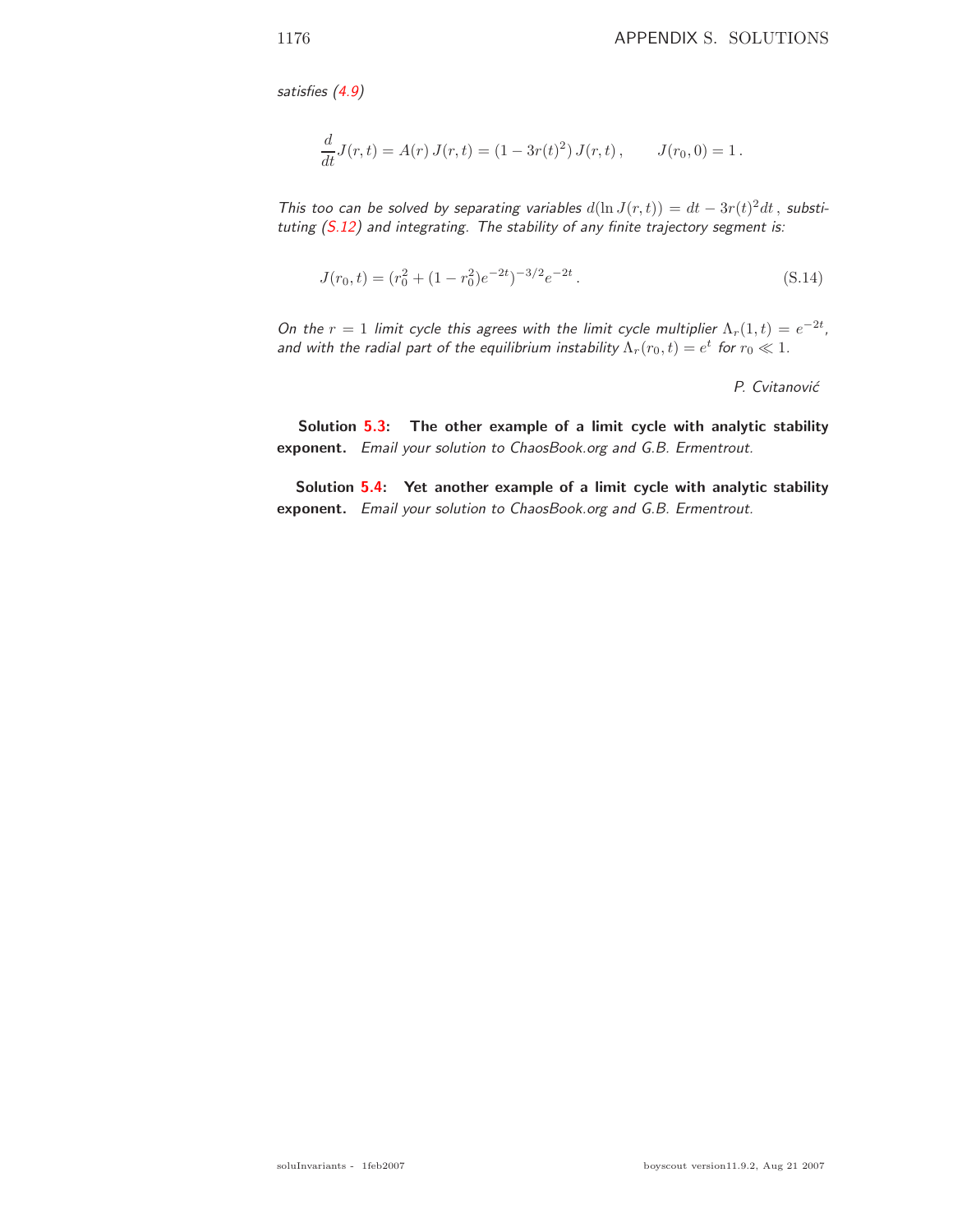*satisfies (4.9)*

$$\frac{d}{dt}J(r,t) = A(r)\,J(r,t) = (1 - 3r(t)^2)\,J(r,t)\,, \qquad J(r_0, 0) = 1\,.$$

*This too can be solved by separating variables* $d(\ln J(r,t)) = dt - 3r(t)^2 dt$, *substituting (S.12) and integrating. The stability of any finite trajectory segment is:*

$$J(r_0, t) = (r_0^2 + (1 - r_0^2)e^{-2t})^{-3/2} e^{-2t}\,. \tag{S.14}$$

*On the $r = 1$ limit cycle this agrees with the limit cycle multiplier $\Lambda_r(1,t) = e^{-2t}$, and with the radial part of the equilibrium instability $\Lambda_r(r_0, t) = e^t$ for $r_0 \ll 1$.*

*P. Cvitanović*

**Solution 5.3: The other example of a limit cycle with analytic stability exponent.** *Email your solution to ChaosBook.org and G.B. Ermentrout.*

**Solution 5.4: Yet another example of a limit cycle with analytic stability exponent.** *Email your solution to ChaosBook.org and G.B. Ermentrout.*